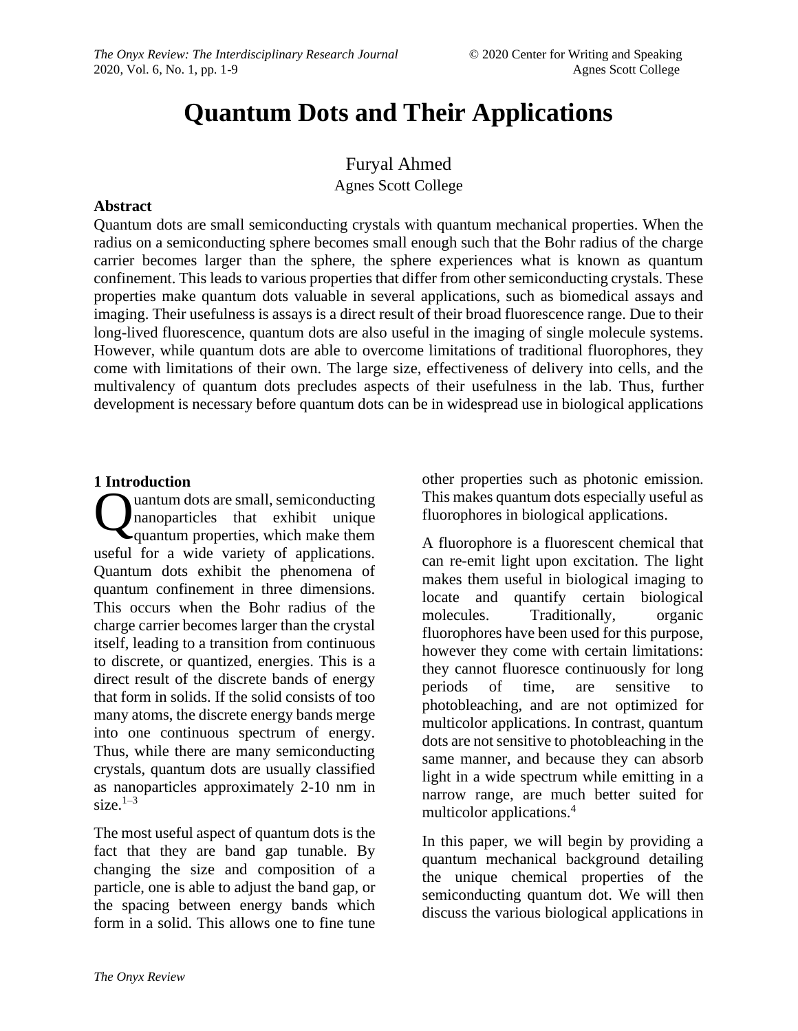# Quantum Dots and Their Applications

Furyal Ahmed

Agnes Scott College

## Abstract

Quantum dots are small semiconducting crystals with quantum mechanical properties. When the radius on a semiconducting sphere becomes small enough such that the Bohr radius of the charge carrier becomes larger than the sphere, the sphere experiences what is known as quantum confinement. This leads to various properties that differ from other semiconducting crystals. These properties make quantum dots valuable in several applications, such as biomedical assays and imaging. Their usefulness is assays is a direct result of their broad fluorescence range. Due to their long-lived fluorescence, quantum dots are also useful in the imaging of single molecule systems. However, while quantum dots are able to overcome limitations of traditional fluorophores, they come with limitations of their own. The large size, effectiveness of delivery into cells, and the multivalency of quantum dots precludes aspects of their usefulness in the lab. Thus, further development is necessary before quantum dots can be in widespread use in biological applications

## 1 Introduction

Quantum dots are small, semiconducting nanoparticles that exhibit unique quantum properties, which make them useful for a wide variety of applications. Quantum dots exhibit the phenomena of quantum confinement in three dimensions. This occurs when the Bohr radius of the charge carrier becomes larger than the crystal itself, leading to a transition from continuous to discrete, or quantized, energies. This is a direct result of the discrete bands of energy that form in solids. If the solid consists of too many atoms, the discrete energy bands merge into one continuous spectrum of energy. Thus, while there are many semiconducting crystals, quantum dots are usually classified as nanoparticles approximately 2-10 nm in size.[1–3]

The most useful aspect of quantum dots is the fact that they are band gap tunable. By changing the size and composition of a particle, one is able to adjust the band gap, or the spacing between energy bands which form in a solid. This allows one to fine tune other properties such as photonic emission. This makes quantum dots especially useful as fluorophores in biological applications.

A fluorophore is a fluorescent chemical that can re-emit light upon excitation. The light makes them useful in biological imaging to locate and quantify certain biological molecules. Traditionally, organic fluorophores have been used for this purpose, however they come with certain limitations: they cannot fluoresce continuously for long periods of time, are sensitive to photobleaching, and are not optimized for multicolor applications. In contrast, quantum dots are not sensitive to photobleaching in the same manner, and because they can absorb light in a wide spectrum while emitting in a narrow range, are much better suited for multicolor applications.[4]

In this paper, we will begin by providing a quantum mechanical background detailing the unique chemical properties of the semiconducting quantum dot. We will then discuss the various biological applications in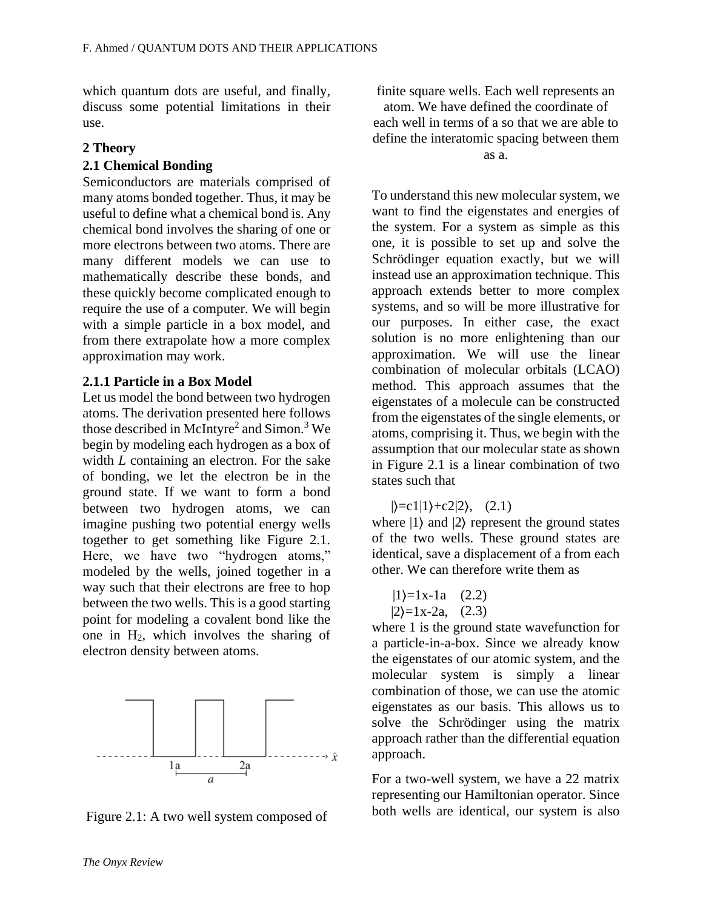which quantum dots are useful, and finally, discuss some potential limitations in their use.

## 2 Theory

### 2.1 Chemical Bonding

Semiconductors are materials comprised of many atoms bonded together. Thus, it may be useful to define what a chemical bond is. Any chemical bond involves the sharing of one or more electrons between two atoms. There are many different models we can use to mathematically describe these bonds, and these quickly become complicated enough to require the use of a computer. We will begin with a simple particle in a box model, and from there extrapolate how a more complex approximation may work.

#### 2.1.1 Particle in a Box Model

Let us model the bond between two hydrogen atoms. The derivation presented here follows those described in McIntyre[2] and Simon.[3] We begin by modeling each hydrogen as a box of width *L* containing an electron. For the sake of bonding, we let the electron be in the ground state. If we want to form a bond between two hydrogen atoms, we can imagine pushing two potential energy wells together to get something like Figure 2.1. Here, we have two "hydrogen atoms," modeled by the wells, joined together in a way such that their electrons are free to hop between the two wells. This is a good starting point for modeling a covalent bond like the one in $H_2$, which involves the sharing of electron density between atoms.

Figure 2.1: A two well system composed of finite square wells. Each well represents an atom. We have defined the coordinate of each well in terms of a so that we are able to define the interatomic spacing between them as a.

To understand this new molecular system, we want to find the eigenstates and energies of the system. For a system as simple as this one, it is possible to set up and solve the Schrödinger equation exactly, but we will instead use an approximation technique. This approach extends better to more complex systems, and so will be more illustrative for our purposes. In either case, the exact solution is no more enlightening than our approximation. We will use the linear combination of molecular orbitals (LCAO) method. This approach assumes that the eigenstates of a molecule can be constructed from the eigenstates of the single elements, or atoms, comprising it. Thus, we begin with the assumption that our molecular state as shown in Figure 2.1 is a linear combination of two states such that

$$|\rangle=c1|1\rangle+c2|2\rangle, \quad (2.1)$$

where $|1\rangle$ and $|2\rangle$ represent the ground states of the two wells. These ground states are identical, save a displacement of a from each other. We can therefore write them as

$$|1\rangle=1x-1a \quad (2.2)$$
$$|2\rangle=1x-2a, \quad (2.3)$$

where 1 is the ground state wavefunction for a particle-in-a-box. Since we already know the eigenstates of our atomic system, and the molecular system is simply a linear combination of those, we can use the atomic eigenstates as our basis. This allows us to solve the Schrödinger using the matrix approach rather than the differential equation approach.

For a two-well system, we have a 22 matrix representing our Hamiltonian operator. Since both wells are identical, our system is also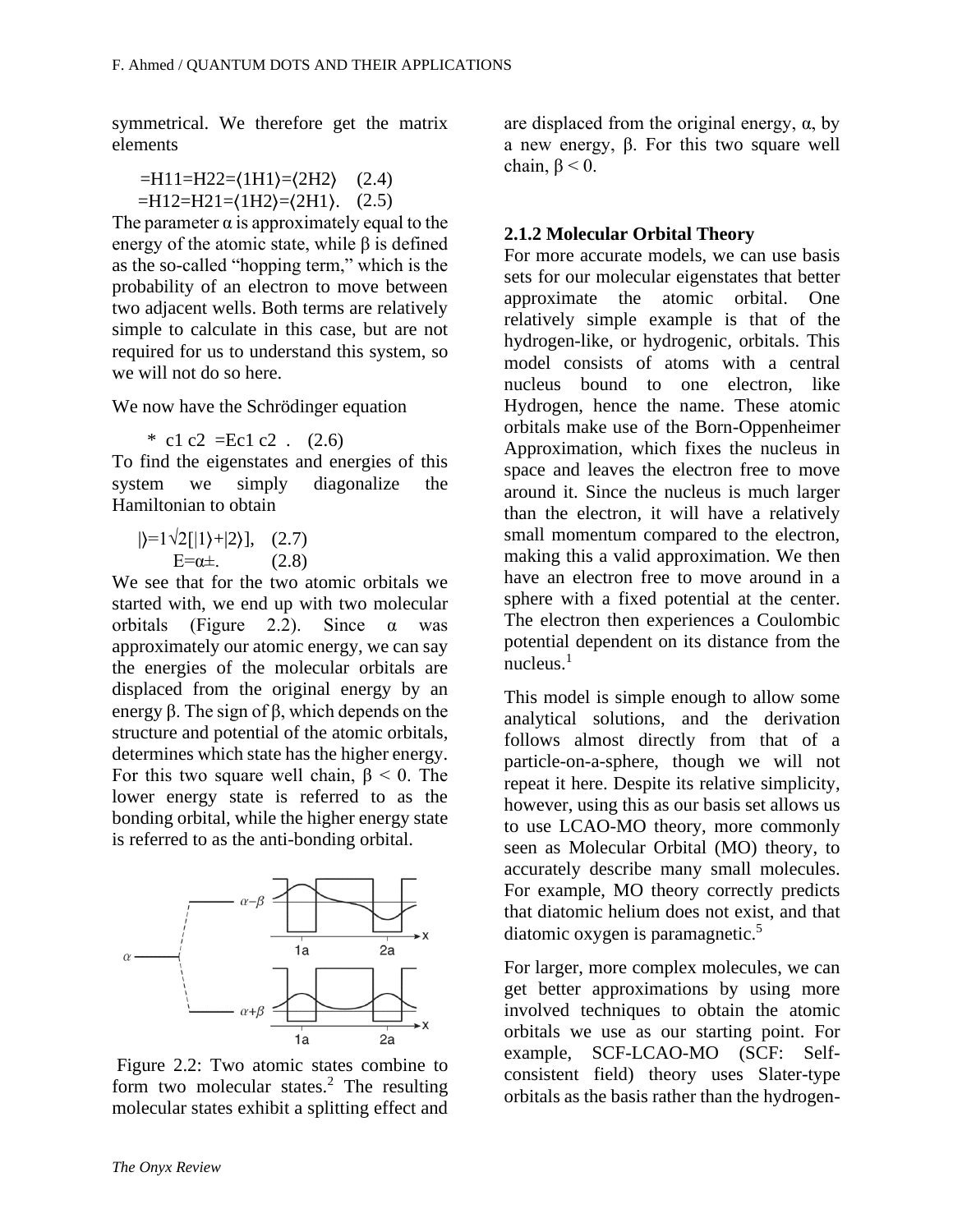symmetrical. We therefore get the matrix elements

$$=H11=H22=\langle 1H1\rangle=\langle 2H2\rangle \quad (2.4)$$

$$=H12=H21=\langle 1H2\rangle=\langle 2H1\rangle. \quad (2.5)$$

The parameter α is approximately equal to the energy of the atomic state, while β is defined as the so-called "hopping term," which is the probability of an electron to move between two adjacent wells. Both terms are relatively simple to calculate in this case, but are not required for us to understand this system, so we will not do so here.

We now have the Schrödinger equation

$$* \ c1 \ c2 \ =Ec1 \ c2 \ . \quad (2.6)$$

To find the eigenstates and energies of this system we simply diagonalize the Hamiltonian to obtain

$$|\rangle=1\sqrt{2}[|1\rangle+|2\rangle], \quad (2.7)$$

$$E=\alpha\pm. \quad (2.8)$$

We see that for the two atomic orbitals we started with, we end up with two molecular orbitals (Figure 2.2). Since α was approximately our atomic energy, we can say the energies of the molecular orbitals are displaced from the original energy by an energy β. The sign of β, which depends on the structure and potential of the atomic orbitals, determines which state has the higher energy. For this two square well chain, $\beta < 0$. The lower energy state is referred to as the bonding orbital, while the higher energy state is referred to as the anti-bonding orbital.

Figure 2.2: Two atomic states combine to form two molecular states.[2] The resulting molecular states exhibit a splitting effect and are displaced from the original energy, α, by a new energy, β. For this two square well chain, $\beta < 0$.

### 2.1.2 Molecular Orbital Theory

For more accurate models, we can use basis sets for our molecular eigenstates that better approximate the atomic orbital. One relatively simple example is that of the hydrogen-like, or hydrogenic, orbitals. This model consists of atoms with a central nucleus bound to one electron, like Hydrogen, hence the name. These atomic orbitals make use of the Born-Oppenheimer Approximation, which fixes the nucleus in space and leaves the electron free to move around it. Since the nucleus is much larger than the electron, it will have a relatively small momentum compared to the electron, making this a valid approximation. We then have an electron free to move around in a sphere with a fixed potential at the center. The electron then experiences a Coulombic potential dependent on its distance from the nucleus.[1]

This model is simple enough to allow some analytical solutions, and the derivation follows almost directly from that of a particle-on-a-sphere, though we will not repeat it here. Despite its relative simplicity, however, using this as our basis set allows us to use LCAO-MO theory, more commonly seen as Molecular Orbital (MO) theory, to accurately describe many small molecules. For example, MO theory correctly predicts that diatomic helium does not exist, and that diatomic oxygen is paramagnetic.[5]

For larger, more complex molecules, we can get better approximations by using more involved techniques to obtain the atomic orbitals we use as our starting point. For example, SCF-LCAO-MO (SCF: Self-consistent field) theory uses Slater-type orbitals as the basis rather than the hydrogen-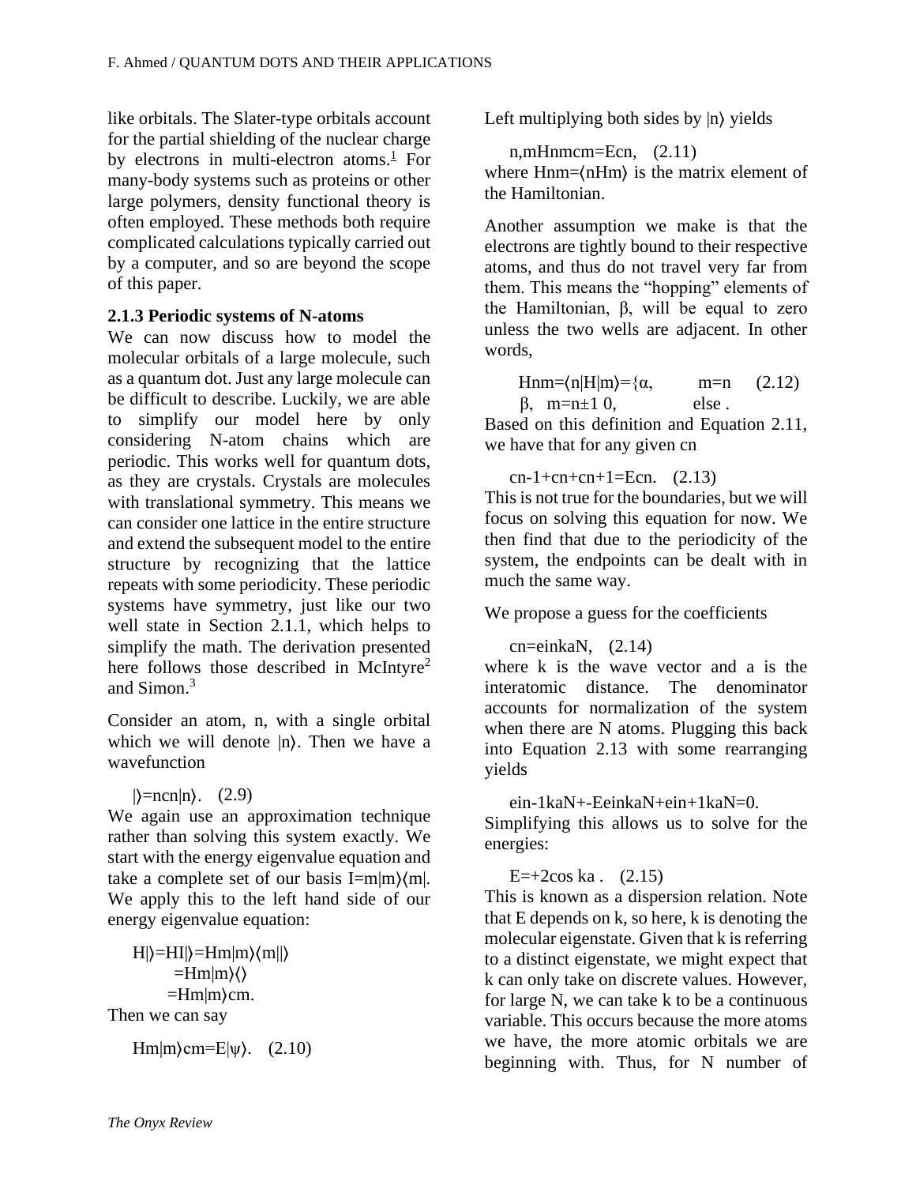like orbitals. The Slater-type orbitals account for the partial shielding of the nuclear charge by electrons in multi-electron atoms.[1] For many-body systems such as proteins or other large polymers, density functional theory is often employed. These methods both require complicated calculations typically carried out by a computer, and so are beyond the scope of this paper.

### 2.1.3 Periodic systems of N-atoms

We can now discuss how to model the molecular orbitals of a large molecule, such as a quantum dot. Just any large molecule can be difficult to describe. Luckily, we are able to simplify our model here by only considering N-atom chains which are periodic. This works well for quantum dots, as they are crystals. Crystals are molecules with translational symmetry. This means we can consider one lattice in the entire structure and extend the subsequent model to the entire structure by recognizing that the lattice repeats with some periodicity. These periodic systems have symmetry, just like our two well state in Section 2.1.1, which helps to simplify the math. The derivation presented here follows those described in McIntyre[2] and Simon.[3]

Consider an atom, n, with a single orbital which we will denote $|n\rangle$. Then we have a wavefunction

$$|\rangle=ncn|n\rangle. \quad (2.9)$$

We again use an approximation technique rather than solving this system exactly. We start with the energy eigenvalue equation and take a complete set of our basis $I=m|m\rangle\langle m|$. We apply this to the left hand side of our energy eigenvalue equation:

$$H|\rangle=HI|\rangle=Hm|m\rangle\langle m||\rangle$$
$$=Hm|m\rangle\langle\rangle$$
$$=Hm|m\rangle cm.$$

Then we can say

$$Hm|m\rangle cm=E|\psi\rangle. \quad (2.10)$$

Left multiplying both sides by $|n\rangle$ yields

$$n,mHnmcm=Ecn, \quad (2.11)$$

where $Hnm=\langle nHm\rangle$ is the matrix element of the Hamiltonian.

Another assumption we make is that the electrons are tightly bound to their respective atoms, and thus do not travel very far from them. This means the "hopping" elements of the Hamiltonian, β, will be equal to zero unless the two wells are adjacent. In other words,

$$Hnm=\langle n|H|m\rangle=\{\alpha, \quad m=n \quad \beta, \quad m=n\pm1 \; 0, \quad \text{else}. \quad (2.12)$$

Based on this definition and Equation 2.11, we have that for any given cn

$$cn\text{-}1+cn+cn+1=Ecn. \quad (2.13)$$

This is not true for the boundaries, but we will focus on solving this equation for now. We then find that due to the periodicity of the system, the endpoints can be dealt with in much the same way.

We propose a guess for the coefficients

$$cn=einkaN, \quad (2.14)$$

where k is the wave vector and a is the interatomic distance. The denominator accounts for normalization of the system when there are N atoms. Plugging this back into Equation 2.13 with some rearranging yields

$$ein\text{-}1kaN+\text{-}EeinkaN+ein+1kaN=0.$$

Simplifying this allows us to solve for the energies:

$$E=+2\cos ka. \quad (2.15)$$

This is known as a dispersion relation. Note that E depends on k, so here, k is denoting the molecular eigenstate. Given that k is referring to a distinct eigenstate, we might expect that k can only take on discrete values. However, for large N, we can take k to be a continuous variable. This occurs because the more atoms we have, the more atomic orbitals we are beginning with. Thus, for N number of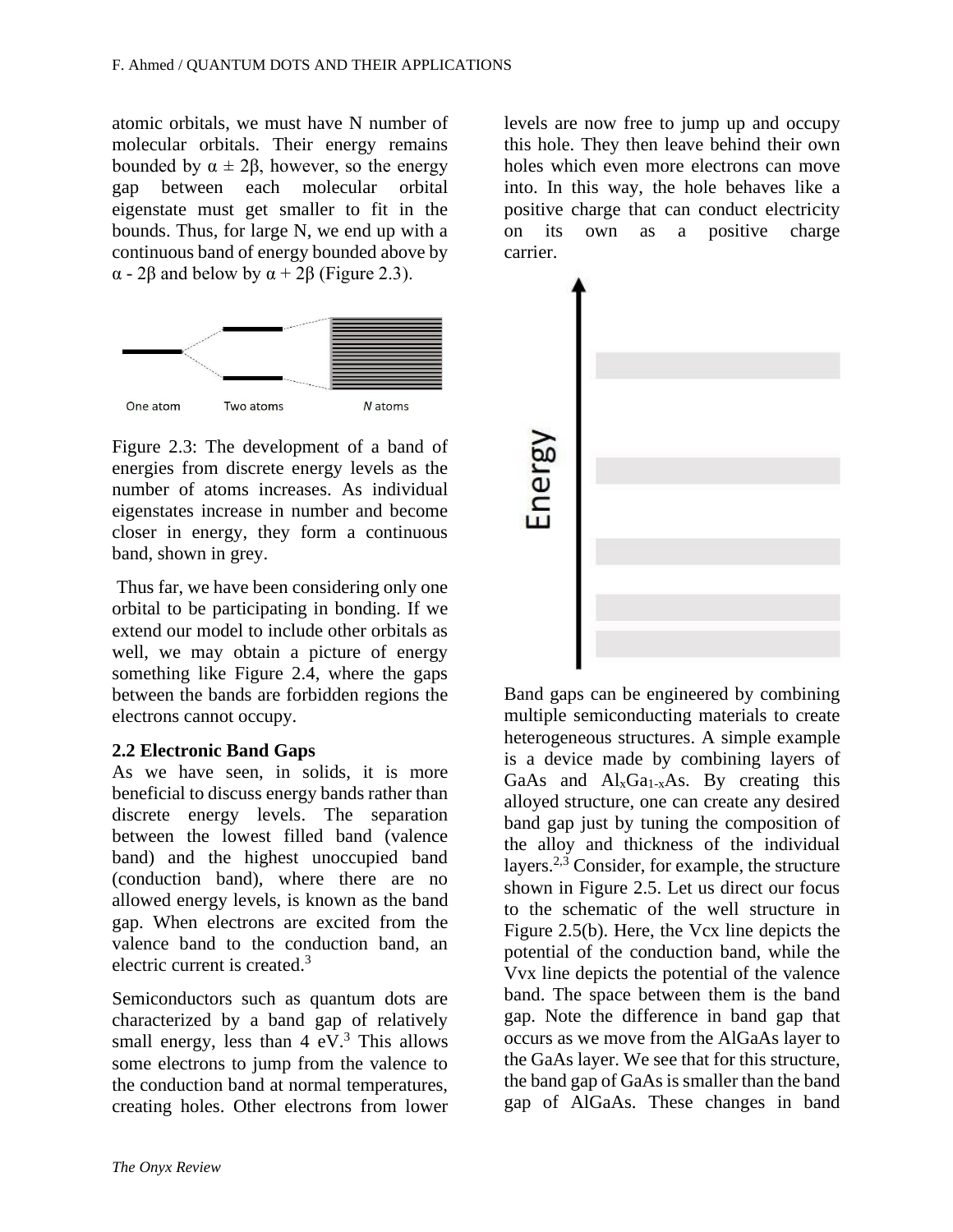atomic orbitals, we must have N number of molecular orbitals. Their energy remains bounded by $\alpha \pm 2\beta$, however, so the energy gap between each molecular orbital eigenstate must get smaller to fit in the bounds. Thus, for large N, we end up with a continuous band of energy bounded above by $\alpha - 2\beta$ and below by $\alpha + 2\beta$ (Figure 2.3).

Figure 2.3: The development of a band of energies from discrete energy levels as the number of atoms increases. As individual eigenstates increase in number and become closer in energy, they form a continuous band, shown in grey.

Thus far, we have been considering only one orbital to be participating in bonding. If we extend our model to include other orbitals as well, we may obtain a picture of energy something like Figure 2.4, where the gaps between the bands are forbidden regions the electrons cannot occupy.

## 2.2 Electronic Band Gaps

As we have seen, in solids, it is more beneficial to discuss energy bands rather than discrete energy levels. The separation between the lowest filled band (valence band) and the highest unoccupied band (conduction band), where there are no allowed energy levels, is known as the band gap. When electrons are excited from the valence band to the conduction band, an electric current is created.[3]

Semiconductors such as quantum dots are characterized by a band gap of relatively small energy, less than 4 eV.[3] This allows some electrons to jump from the valence to the conduction band at normal temperatures, creating holes. Other electrons from lower levels are now free to jump up and occupy this hole. They then leave behind their own holes which even more electrons can move into. In this way, the hole behaves like a positive charge that can conduct electricity on its own as a positive charge carrier.

Band gaps can be engineered by combining multiple semiconducting materials to create heterogeneous structures. A simple example is a device made by combining layers of GaAs and $Al_xGa_{1-x}As$. By creating this alloyed structure, one can create any desired band gap just by tuning the composition of the alloy and thickness of the individual layers.[2,3] Consider, for example, the structure shown in Figure 2.5. Let us direct our focus to the schematic of the well structure in Figure 2.5(b). Here, the Vcx line depicts the potential of the conduction band, while the Vvx line depicts the potential of the valence band. The space between them is the band gap. Note the difference in band gap that occurs as we move from the AlGaAs layer to the GaAs layer. We see that for this structure, the band gap of GaAs is smaller than the band gap of AlGaAs. These changes in band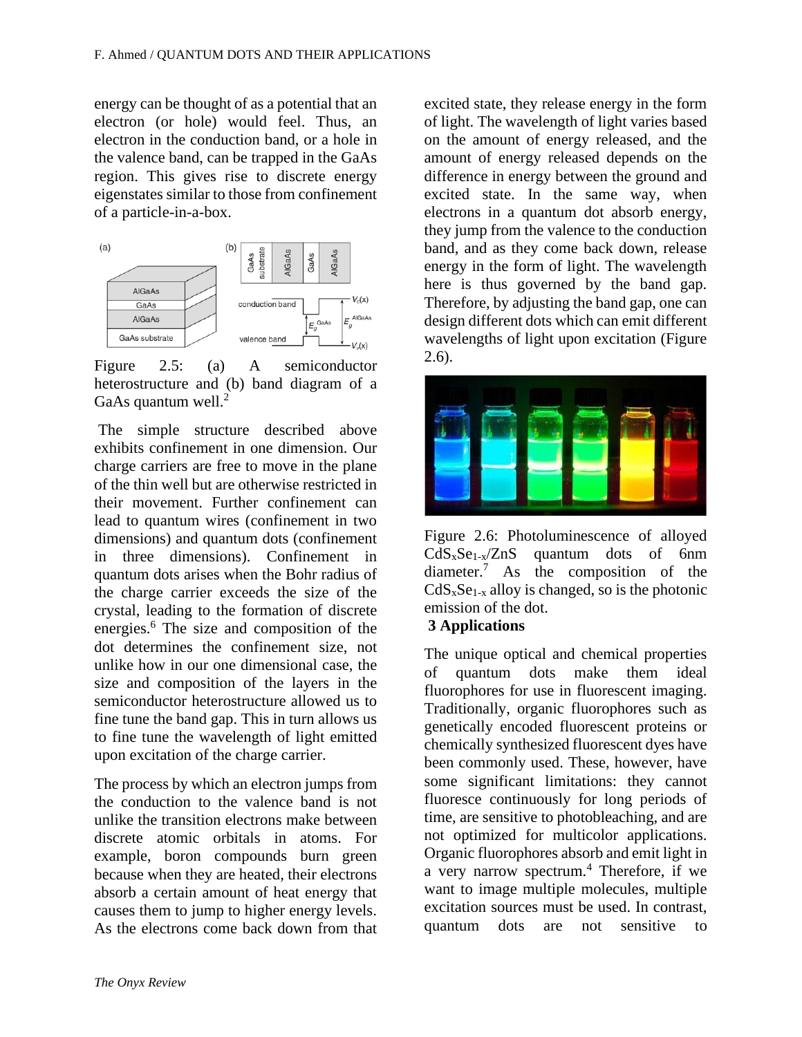energy can be thought of as a potential that an electron (or hole) would feel. Thus, an electron in the conduction band, or a hole in the valence band, can be trapped in the GaAs region. This gives rise to discrete energy eigenstates similar to those from confinement of a particle-in-a-box.

Figure 2.5: (a) A semiconductor heterostructure and (b) band diagram of a GaAs quantum well.[2]

The simple structure described above exhibits confinement in one dimension. Our charge carriers are free to move in the plane of the thin well but are otherwise restricted in their movement. Further confinement can lead to quantum wires (confinement in two dimensions) and quantum dots (confinement in three dimensions). Confinement in quantum dots arises when the Bohr radius of the charge carrier exceeds the size of the crystal, leading to the formation of discrete energies.[6] The size and composition of the dot determines the confinement size, not unlike how in our one dimensional case, the size and composition of the layers in the semiconductor heterostructure allowed us to fine tune the band gap. This in turn allows us to fine tune the wavelength of light emitted upon excitation of the charge carrier.

The process by which an electron jumps from the conduction to the valence band is not unlike the transition electrons make between discrete atomic orbitals in atoms. For example, boron compounds burn green because when they are heated, their electrons absorb a certain amount of heat energy that causes them to jump to higher energy levels. As the electrons come back down from that excited state, they release energy in the form of light. The wavelength of light varies based on the amount of energy released, and the amount of energy released depends on the difference in energy between the ground and excited state. In the same way, when electrons in a quantum dot absorb energy, they jump from the valence to the conduction band, and as they come back down, release energy in the form of light. The wavelength here is thus governed by the band gap. Therefore, by adjusting the band gap, one can design different dots which can emit different wavelengths of light upon excitation (Figure 2.6).

Figure 2.6: Photoluminescence of alloyed $CdS_xSe_{1-x}/ZnS$ quantum dots of 6nm diameter.[7] As the composition of the $CdS_xSe_{1-x}$ alloy is changed, so is the photonic emission of the dot.

## 3 Applications

The unique optical and chemical properties of quantum dots make them ideal fluorophores for use in fluorescent imaging. Traditionally, organic fluorophores such as genetically encoded fluorescent proteins or chemically synthesized fluorescent dyes have been commonly used. These, however, have some significant limitations: they cannot fluoresce continuously for long periods of time, are sensitive to photobleaching, and are not optimized for multicolor applications. Organic fluorophores absorb and emit light in a very narrow spectrum.[4] Therefore, if we want to image multiple molecules, multiple excitation sources must be used. In contrast, quantum dots are not sensitive to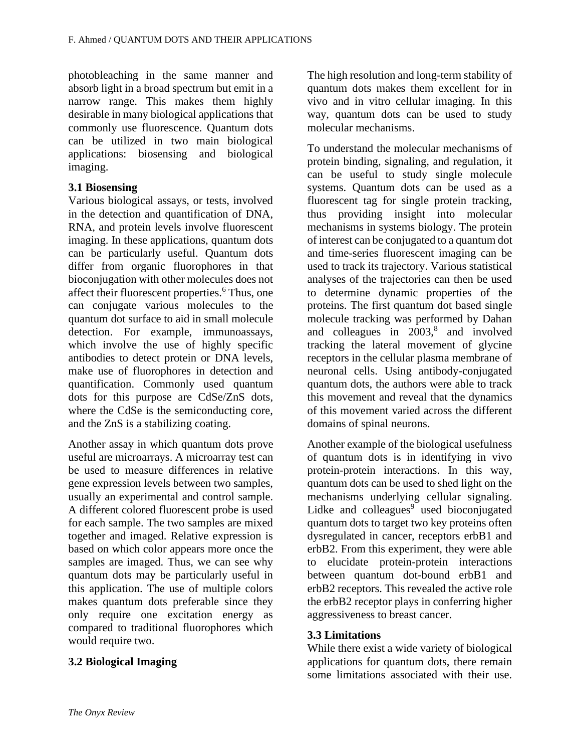photobleaching in the same manner and absorb light in a broad spectrum but emit in a narrow range. This makes them highly desirable in many biological applications that commonly use fluorescence. Quantum dots can be utilized in two main biological applications: biosensing and biological imaging.

### 3.1 Biosensing

Various biological assays, or tests, involved in the detection and quantification of DNA, RNA, and protein levels involve fluorescent imaging. In these applications, quantum dots can be particularly useful. Quantum dots differ from organic fluorophores in that bioconjugation with other molecules does not affect their fluorescent properties.[6] Thus, one can conjugate various molecules to the quantum dot surface to aid in small molecule detection. For example, immunoassays, which involve the use of highly specific antibodies to detect protein or DNA levels, make use of fluorophores in detection and quantification. Commonly used quantum dots for this purpose are CdSe/ZnS dots, where the CdSe is the semiconducting core, and the ZnS is a stabilizing coating.

Another assay in which quantum dots prove useful are microarrays. A microarray test can be used to measure differences in relative gene expression levels between two samples, usually an experimental and control sample. A different colored fluorescent probe is used for each sample. The two samples are mixed together and imaged. Relative expression is based on which color appears more once the samples are imaged. Thus, we can see why quantum dots may be particularly useful in this application. The use of multiple colors makes quantum dots preferable since they only require one excitation energy as compared to traditional fluorophores which would require two.

### 3.2 Biological Imaging

The high resolution and long-term stability of quantum dots makes them excellent for in vivo and in vitro cellular imaging. In this way, quantum dots can be used to study molecular mechanisms.

To understand the molecular mechanisms of protein binding, signaling, and regulation, it can be useful to study single molecule systems. Quantum dots can be used as a fluorescent tag for single protein tracking, thus providing insight into molecular mechanisms in systems biology. The protein of interest can be conjugated to a quantum dot and time-series fluorescent imaging can be used to track its trajectory. Various statistical analyses of the trajectories can then be used to determine dynamic properties of the proteins. The first quantum dot based single molecule tracking was performed by Dahan and colleagues in 2003,[8] and involved tracking the lateral movement of glycine receptors in the cellular plasma membrane of neuronal cells. Using antibody-conjugated quantum dots, the authors were able to track this movement and reveal that the dynamics of this movement varied across the different domains of spinal neurons.

Another example of the biological usefulness of quantum dots is in identifying in vivo protein-protein interactions. In this way, quantum dots can be used to shed light on the mechanisms underlying cellular signaling. Lidke and colleagues[9] used bioconjugated quantum dots to target two key proteins often dysregulated in cancer, receptors erbB1 and erbB2. From this experiment, they were able to elucidate protein-protein interactions between quantum dot-bound erbB1 and erbB2 receptors. This revealed the active role the erbB2 receptor plays in conferring higher aggressiveness to breast cancer.

### 3.3 Limitations

While there exist a wide variety of biological applications for quantum dots, there remain some limitations associated with their use.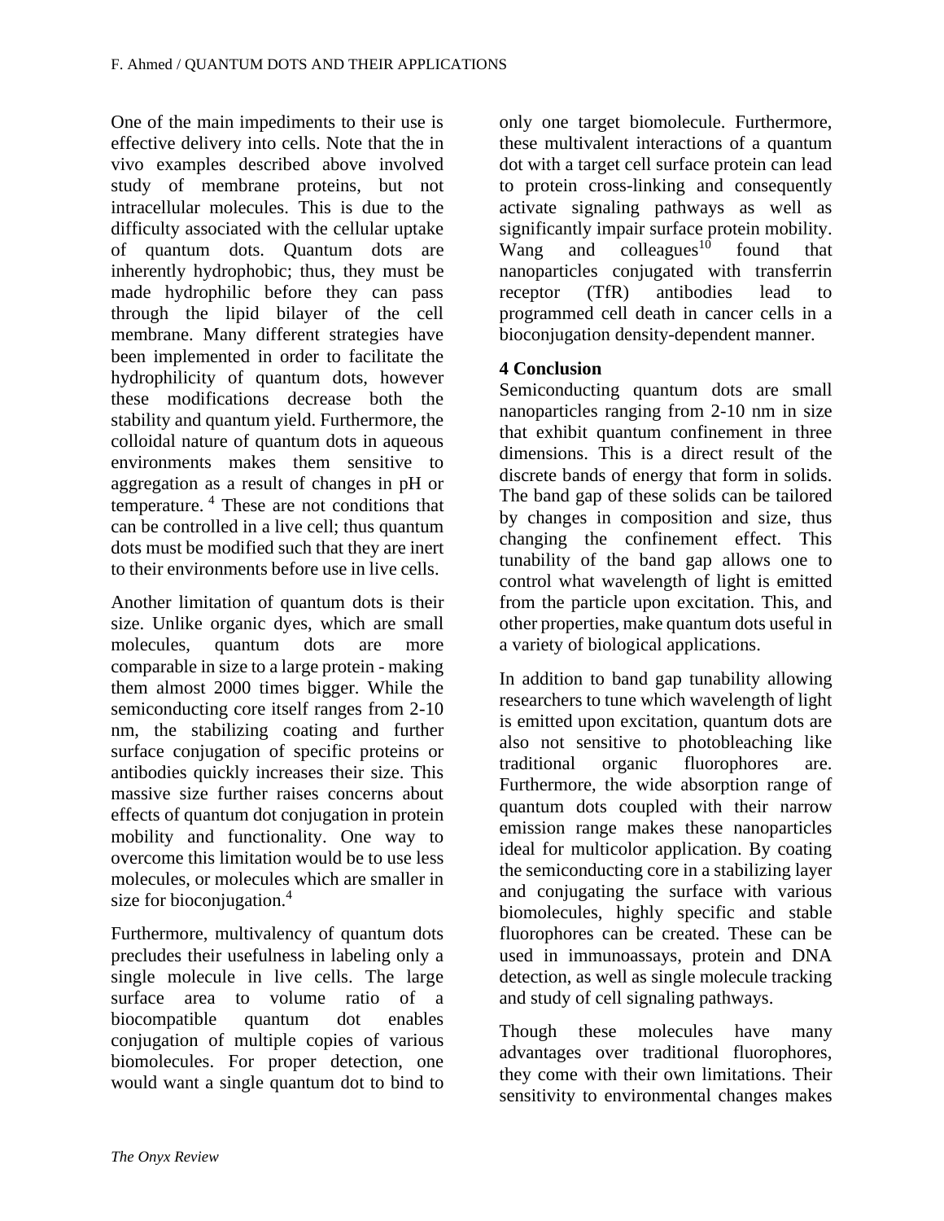One of the main impediments to their use is effective delivery into cells. Note that the in vivo examples described above involved study of membrane proteins, but not intracellular molecules. This is due to the difficulty associated with the cellular uptake of quantum dots. Quantum dots are inherently hydrophobic; thus, they must be made hydrophilic before they can pass through the lipid bilayer of the cell membrane. Many different strategies have been implemented in order to facilitate the hydrophilicity of quantum dots, however these modifications decrease both the stability and quantum yield. Furthermore, the colloidal nature of quantum dots in aqueous environments makes them sensitive to aggregation as a result of changes in pH or temperature. [4] These are not conditions that can be controlled in a live cell; thus quantum dots must be modified such that they are inert to their environments before use in live cells.

Another limitation of quantum dots is their size. Unlike organic dyes, which are small molecules, quantum dots are more comparable in size to a large protein - making them almost 2000 times bigger. While the semiconducting core itself ranges from 2-10 nm, the stabilizing coating and further surface conjugation of specific proteins or antibodies quickly increases their size. This massive size further raises concerns about effects of quantum dot conjugation in protein mobility and functionality. One way to overcome this limitation would be to use less molecules, or molecules which are smaller in size for bioconjugation.[4]

Furthermore, multivalency of quantum dots precludes their usefulness in labeling only a single molecule in live cells. The large surface area to volume ratio of a biocompatible quantum dot enables conjugation of multiple copies of various biomolecules. For proper detection, one would want a single quantum dot to bind to only one target biomolecule. Furthermore, these multivalent interactions of a quantum dot with a target cell surface protein can lead to protein cross-linking and consequently activate signaling pathways as well as significantly impair surface protein mobility. Wang and colleagues[10] found that nanoparticles conjugated with transferrin receptor (TfR) antibodies lead to programmed cell death in cancer cells in a bioconjugation density-dependent manner.

## 4 Conclusion

Semiconducting quantum dots are small nanoparticles ranging from 2-10 nm in size that exhibit quantum confinement in three dimensions. This is a direct result of the discrete bands of energy that form in solids. The band gap of these solids can be tailored by changes in composition and size, thus changing the confinement effect. This tunability of the band gap allows one to control what wavelength of light is emitted from the particle upon excitation. This, and other properties, make quantum dots useful in a variety of biological applications.

In addition to band gap tunability allowing researchers to tune which wavelength of light is emitted upon excitation, quantum dots are also not sensitive to photobleaching like traditional organic fluorophores are. Furthermore, the wide absorption range of quantum dots coupled with their narrow emission range makes these nanoparticles ideal for multicolor application. By coating the semiconducting core in a stabilizing layer and conjugating the surface with various biomolecules, highly specific and stable fluorophores can be created. These can be used in immunoassays, protein and DNA detection, as well as single molecule tracking and study of cell signaling pathways.

Though these molecules have many advantages over traditional fluorophores, they come with their own limitations. Their sensitivity to environmental changes makes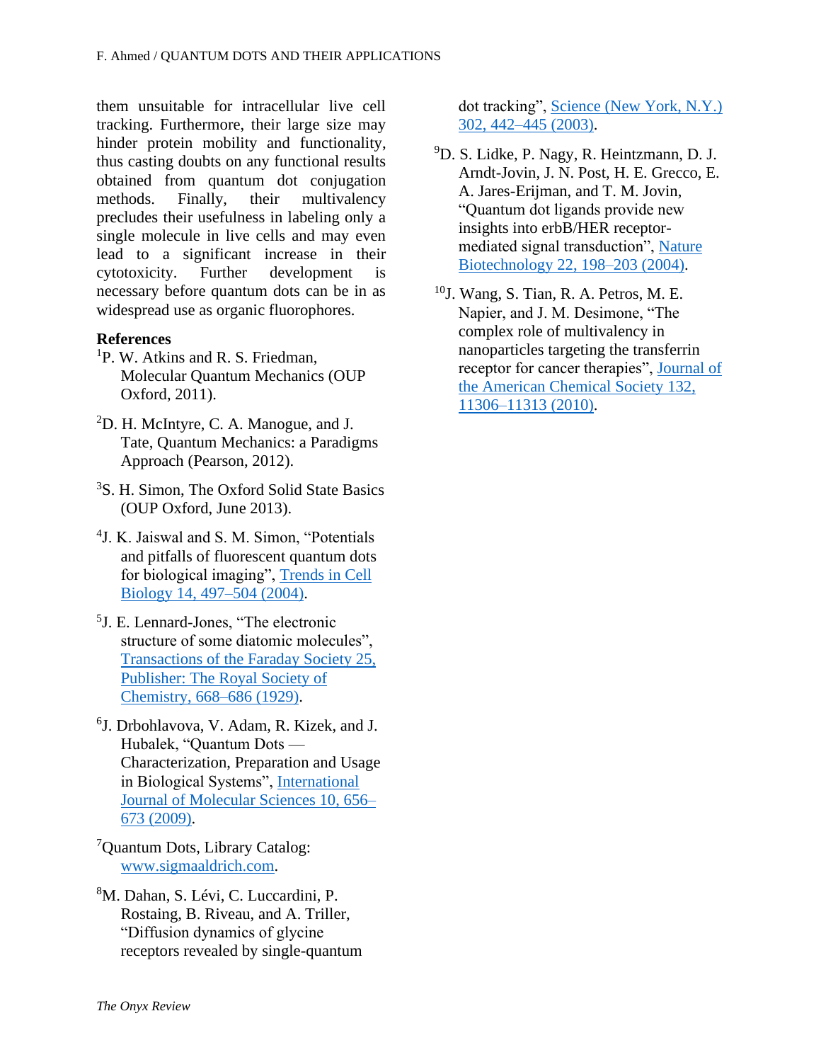them unsuitable for intracellular live cell tracking. Furthermore, their large size may hinder protein mobility and functionality, thus casting doubts on any functional results obtained from quantum dot conjugation methods. Finally, their multivalency precludes their usefulness in labeling only a single molecule in live cells and may even lead to a significant increase in their cytotoxicity. Further development is necessary before quantum dots can be in as widespread use as organic fluorophores.

**References**

[1] P. W. Atkins and R. S. Friedman, Molecular Quantum Mechanics (OUP Oxford, 2011).

[2] D. H. McIntyre, C. A. Manogue, and J. Tate, Quantum Mechanics: a Paradigms Approach (Pearson, 2012).

[3] S. H. Simon, The Oxford Solid State Basics (OUP Oxford, June 2013).

[4] J. K. Jaiswal and S. M. Simon, "Potentials and pitfalls of fluorescent quantum dots for biological imaging", Trends in Cell Biology 14, 497–504 (2004).

[5] J. E. Lennard-Jones, "The electronic structure of some diatomic molecules", Transactions of the Faraday Society 25, Publisher: The Royal Society of Chemistry, 668–686 (1929).

[6] J. Drbohlavova, V. Adam, R. Kizek, and J. Hubalek, "Quantum Dots — Characterization, Preparation and Usage in Biological Systems", International Journal of Molecular Sciences 10, 656–673 (2009).

[7] Quantum Dots, Library Catalog: www.sigmaaldrich.com.

[8] M. Dahan, S. Lévi, C. Luccardini, P. Rostaing, B. Riveau, and A. Triller, "Diffusion dynamics of glycine receptors revealed by single-quantum dot tracking", Science (New York, N.Y.) 302, 442–445 (2003).

[9] D. S. Lidke, P. Nagy, R. Heintzmann, D. J. Arndt-Jovin, J. N. Post, H. E. Grecco, E. A. Jares-Erijman, and T. M. Jovin, "Quantum dot ligands provide new insights into erbB/HER receptor-mediated signal transduction", Nature Biotechnology 22, 198–203 (2004).

[10] J. Wang, S. Tian, R. A. Petros, M. E. Napier, and J. M. Desimone, "The complex role of multivalency in nanoparticles targeting the transferrin receptor for cancer therapies", Journal of the American Chemical Society 132, 11306–11313 (2010).